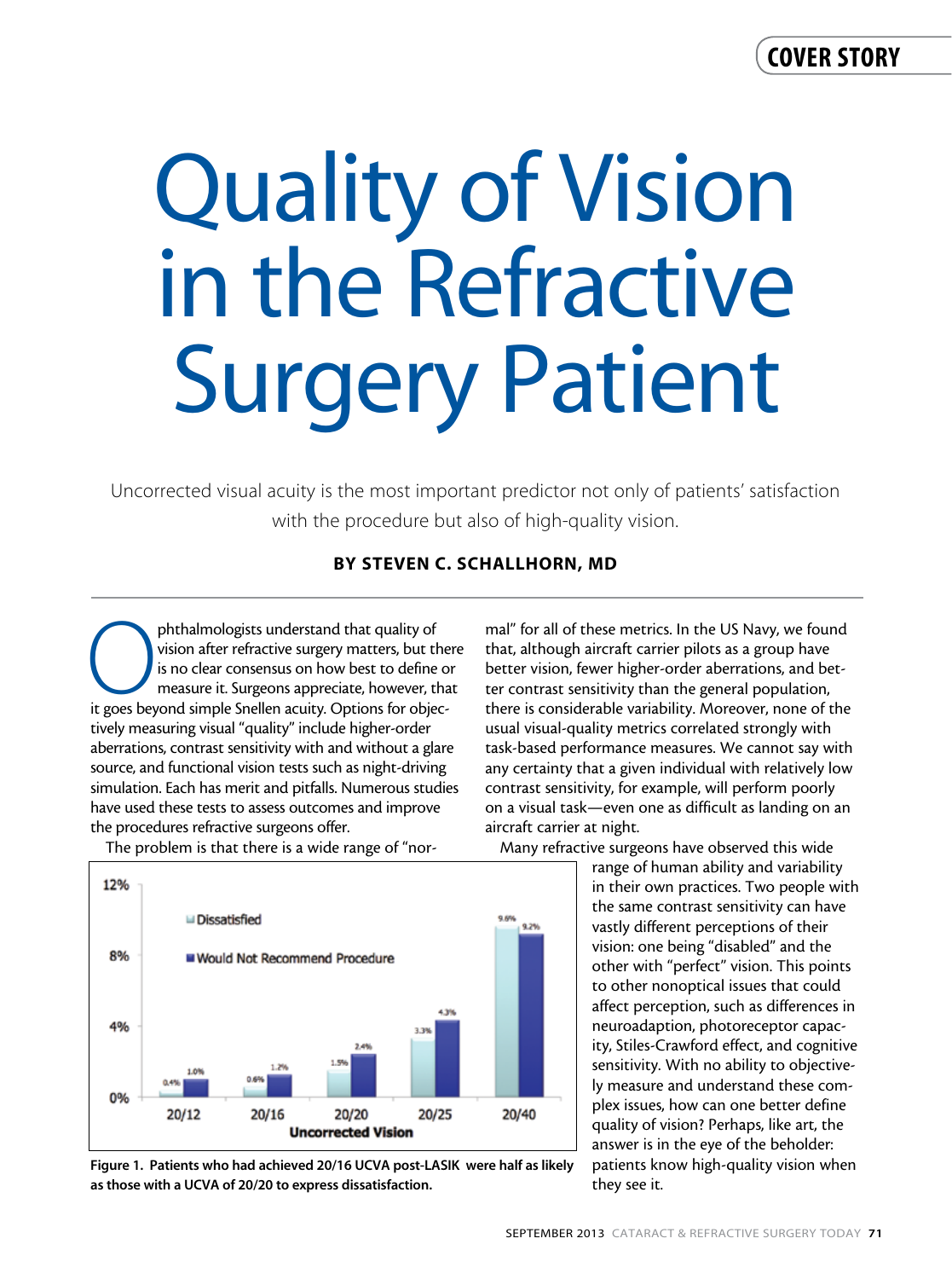# Quality of Vision in the Refractive Surgery Patient

Uncorrected visual acuity is the most important predictor not only of patients' satisfaction with the procedure but also of high-quality vision.

**BY STEVEN C. SCHALLHORN, MD**

Ophthalmologists understand that quality of vision after refractive surgery matters, but there is no clear consensus on how best to define or measure it. Surgeons appreciate, however, that it goes beyond simple Snellen acuity. Options for objectively measuring visual "quality" include higher-order aberrations, contrast sensitivity with and without a glare source, and functional vision tests such as night-driving simulation. Each has merit and pitfalls. Numerous studies have used these tests to assess outcomes and improve the procedures refractive surgeons offer.

The problem is that there is a wide range of "normal" for all of these metrics. In the US Navy, we found that, although aircraft carrier pilots as a group have better vision, fewer higher-order aberrations, and better contrast sensitivity than the general population, there is considerable variability. Moreover, none of the usual visual-quality metrics correlated strongly with task-based performance measures. We cannot say with any certainty that a given individual with relatively low contrast sensitivity, for example, will perform poorly on a visual task—even one as difficult as landing on an aircraft carrier at night.

Many refractive surgeons have observed this wide range of human ability and variability in their own practices. Two people with the same contrast sensitivity can have vastly different perceptions of their vision: one being "disabled" and the other with "perfect" vision. This points to other nonoptical issues that could affect perception, such as differences in neuroadaption, photoreceptor capacity, Stiles-Crawford effect, and cognitive sensitivity. With no ability to objectively measure and understand these complex issues, how can one better define quality of vision? Perhaps, like art, the answer is in the eye of the beholder: patients know high-quality vision when they see it.

| Uncorrected Vision | Dissatisfied | Would Not Recommend Procedure |
|---|---|---|
| 20/12 | 0.4% | 1.0% |
| 20/16 | 0.6% | 1.2% |
| 20/20 | 1.5% | 2.4% |
| 20/25 | 3.3% | 4.3% |
| 20/40 | 9.6% | 9.2% |

**Figure 1. Patients who had achieved 20/16 UCVA post-LASIK were half as likely as those with a UCVA of 20/20 to express dissatisfaction.**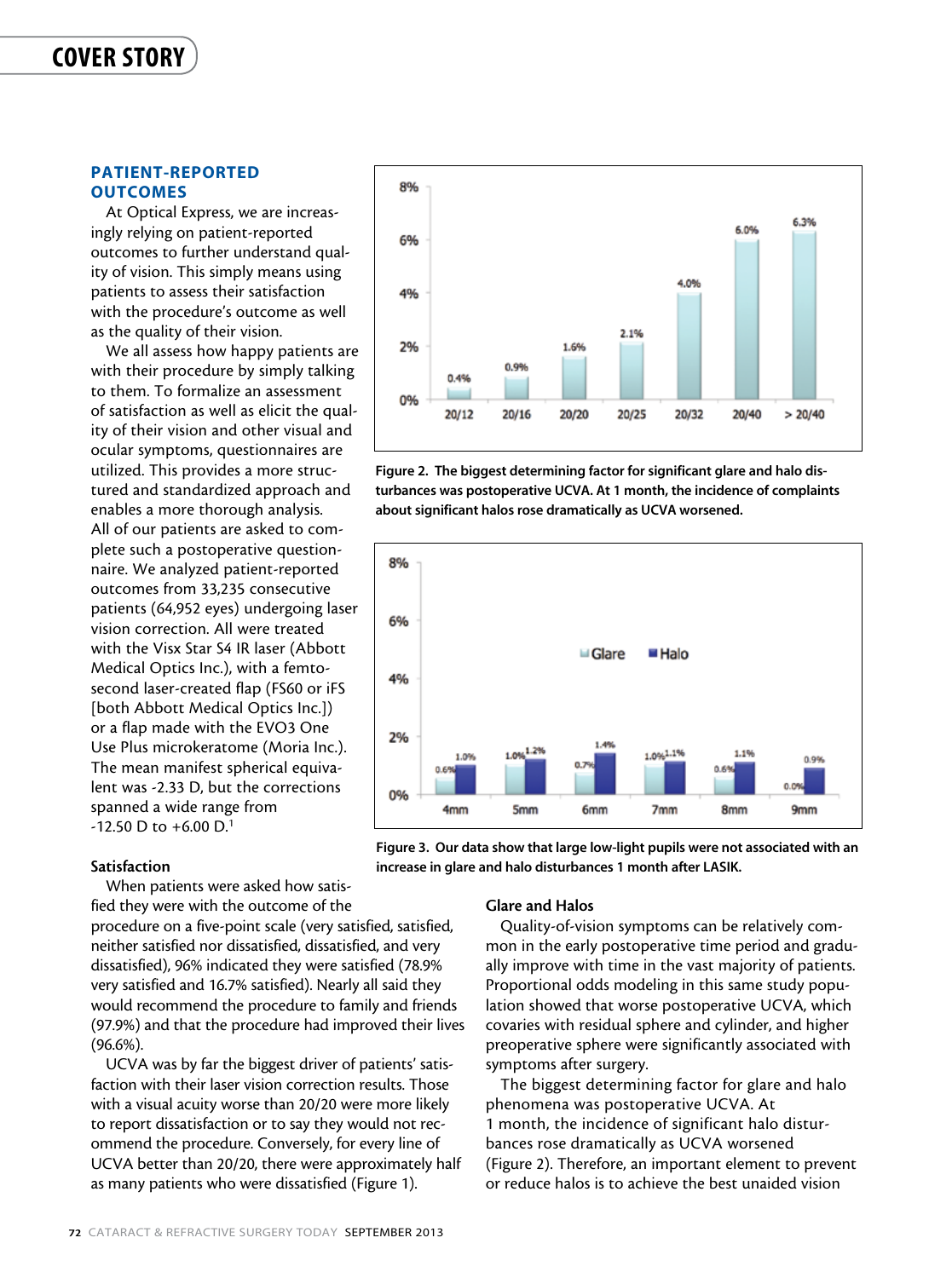## PATIENT-REPORTED OUTCOMES

At Optical Express, we are increasingly relying on patient-reported outcomes to further understand quality of vision. This simply means using patients to assess their satisfaction with the procedure's outcome as well as the quality of their vision.

We all assess how happy patients are with their procedure by simply talking to them. To formalize an assessment of satisfaction as well as elicit the quality of their vision and other visual and ocular symptoms, questionnaires are utilized. This provides a more structured and standardized approach and enables a more thorough analysis. All of our patients are asked to complete such a postoperative questionnaire. We analyzed patient-reported outcomes from 33,235 consecutive patients (64,952 eyes) undergoing laser vision correction. All were treated with the Visx Star S4 IR laser (Abbott Medical Optics Inc.), with a femtosecond laser-created flap (FS60 or iFS [both Abbott Medical Optics Inc.]) or a flap made with the EVO3 One Use Plus microkeratome (Moria Inc.). The mean manifest spherical equivalent was -2.33 D, but the corrections spanned a wide range from -12.50 D to +6.00 D.[1]

### Satisfaction

When patients were asked how satisfied they were with the outcome of the procedure on a five-point scale (very satisfied, satisfied, neither satisfied nor dissatisfied, dissatisfied, and very dissatisfied), 96% indicated they were satisfied (78.9% very satisfied and 16.7% satisfied). Nearly all said they would recommend the procedure to family and friends (97.9%) and that the procedure had improved their lives (96.6%).

UCVA was by far the biggest driver of patients' satisfaction with their laser vision correction results. Those with a visual acuity worse than 20/20 were more likely to report dissatisfaction or to say they would not recommend the procedure. Conversely, for every line of UCVA better than 20/20, there were approximately half as many patients who were dissatisfied (Figure 1).

| UCVA | 20/12 | 20/16 | 20/20 | 20/25 | 20/32 | 20/40 | > 20/40 |
|---|---|---|---|---|---|---|---|
| Significant halos | 0.4% | 0.9% | 1.6% | 2.1% | 4.0% | 6.0% | 6.3% |

Figure 2. The biggest determining factor for significant glare and halo disturbances was postoperative UCVA. At 1 month, the incidence of complaints about significant halos rose dramatically as UCVA worsened.

| Pupil size | 4mm | 5mm | 6mm | 7mm | 8mm | 9mm |
|---|---|---|---|---|---|---|
| Glare | 0.6% | 1.0% | 0.7% | 1.0% | 0.6% | 0.0% |
| Halo | 1.0% | 1.2% | 1.4% | 1.1% | 1.1% | 0.9% |

Figure 3. Our data show that large low-light pupils were not associated with an increase in glare and halo disturbances 1 month after LASIK.

### Glare and Halos

Quality-of-vision symptoms can be relatively common in the early postoperative time period and gradually improve with time in the vast majority of patients. Proportional odds modeling in this same study population showed that worse postoperative UCVA, which covaries with residual sphere and cylinder, and higher preoperative sphere were significantly associated with symptoms after surgery.

The biggest determining factor for glare and halo phenomena was postoperative UCVA. At 1 month, the incidence of significant halo disturbances rose dramatically as UCVA worsened (Figure 2). Therefore, an important element to prevent or reduce halos is to achieve the best unaided vision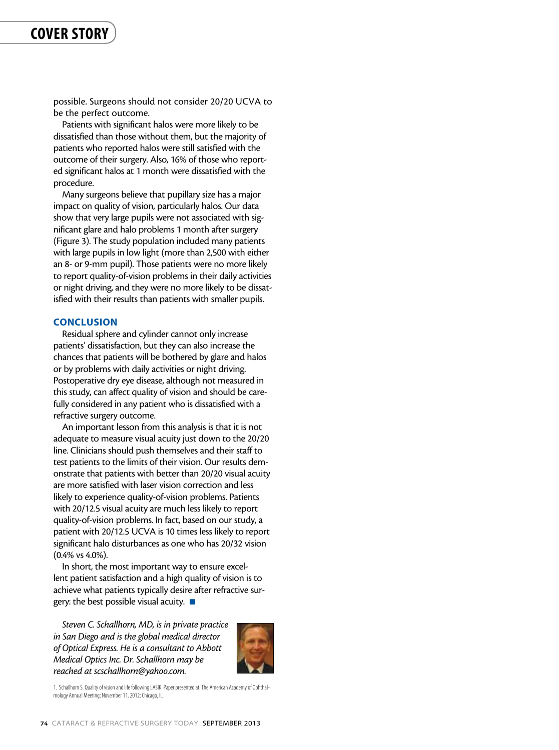possible. Surgeons should not consider 20/20 UCVA to be the perfect outcome.

Patients with significant halos were more likely to be dissatisfied than those without them, but the majority of patients who reported halos were still satisfied with the outcome of their surgery. Also, 16% of those who reported significant halos at 1 month were dissatisfied with the procedure.

Many surgeons believe that pupillary size has a major impact on quality of vision, particularly halos. Our data show that very large pupils were not associated with significant glare and halo problems 1 month after surgery (Figure 3). The study population included many patients with large pupils in low light (more than 2,500 with either an 8- or 9-mm pupil). Those patients were no more likely to report quality-of-vision problems in their daily activities or night driving, and they were no more likely to be dissatisfied with their results than patients with smaller pupils.

## CONCLUSION

Residual sphere and cylinder cannot only increase patients' dissatisfaction, but they can also increase the chances that patients will be bothered by glare and halos or by problems with daily activities or night driving. Postoperative dry eye disease, although not measured in this study, can affect quality of vision and should be carefully considered in any patient who is dissatisfied with a refractive surgery outcome.

An important lesson from this analysis is that it is not adequate to measure visual acuity just down to the 20/20 line. Clinicians should push themselves and their staff to test patients to the limits of their vision. Our results demonstrate that patients with better than 20/20 visual acuity are more satisfied with laser vision correction and less likely to experience quality-of-vision problems. Patients with 20/12.5 visual acuity are much less likely to report quality-of-vision problems. In fact, based on our study, a patient with 20/12.5 UCVA is 10 times less likely to report significant halo disturbances as one who has 20/32 vision (0.4% vs 4.0%).

In short, the most important way to ensure excellent patient satisfaction and a high quality of vision is to achieve what patients typically desire after refractive surgery: the best possible visual acuity. ■

*Steven C. Schallhorn, MD, is in private practice in San Diego and is the global medical director of Optical Express. He is a consultant to Abbott Medical Optics Inc. Dr. Schallhorn may be reached at scschallhorn@yahoo.com.*

1. Schallhorn S. Quality of vision and life following LASIK. Paper presented at: The American Academy of Ophthalmology Annual Meeting; November 11, 2012; Chicago, IL.